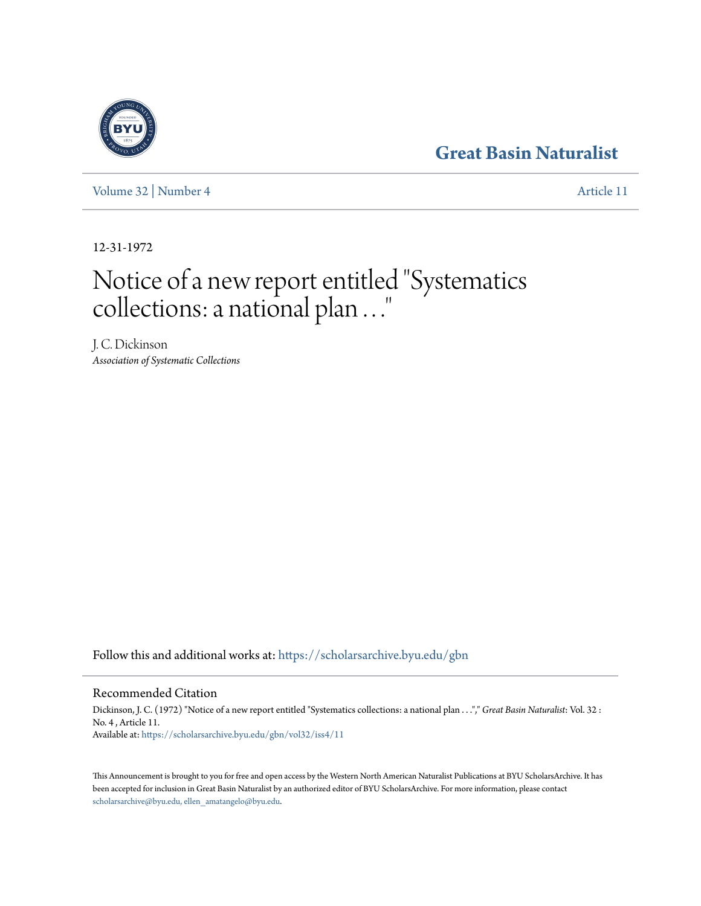# Great Basin Naturalist

Volume 32 | Number 4

Article 11

12-31-1972

# Notice of a new report entitled "Systematics collections: a national plan . . ."

J. C. Dickinson
*Association of Systematic Collections*

Follow this and additional works at: https://scholarsarchive.byu.edu/gbn

## Recommended Citation

Dickinson, J. C. (1972) "Notice of a new report entitled "Systematics collections: a national plan . . ."," *Great Basin Naturalist*: Vol. 32 : No. 4 , Article 11.
Available at: https://scholarsarchive.byu.edu/gbn/vol32/iss4/11

This Announcement is brought to you for free and open access by the Western North American Naturalist Publications at BYU ScholarsArchive. It has been accepted for inclusion in Great Basin Naturalist by an authorized editor of BYU ScholarsArchive. For more information, please contact scholarsarchive@byu.edu, ellen_amatangelo@byu.edu.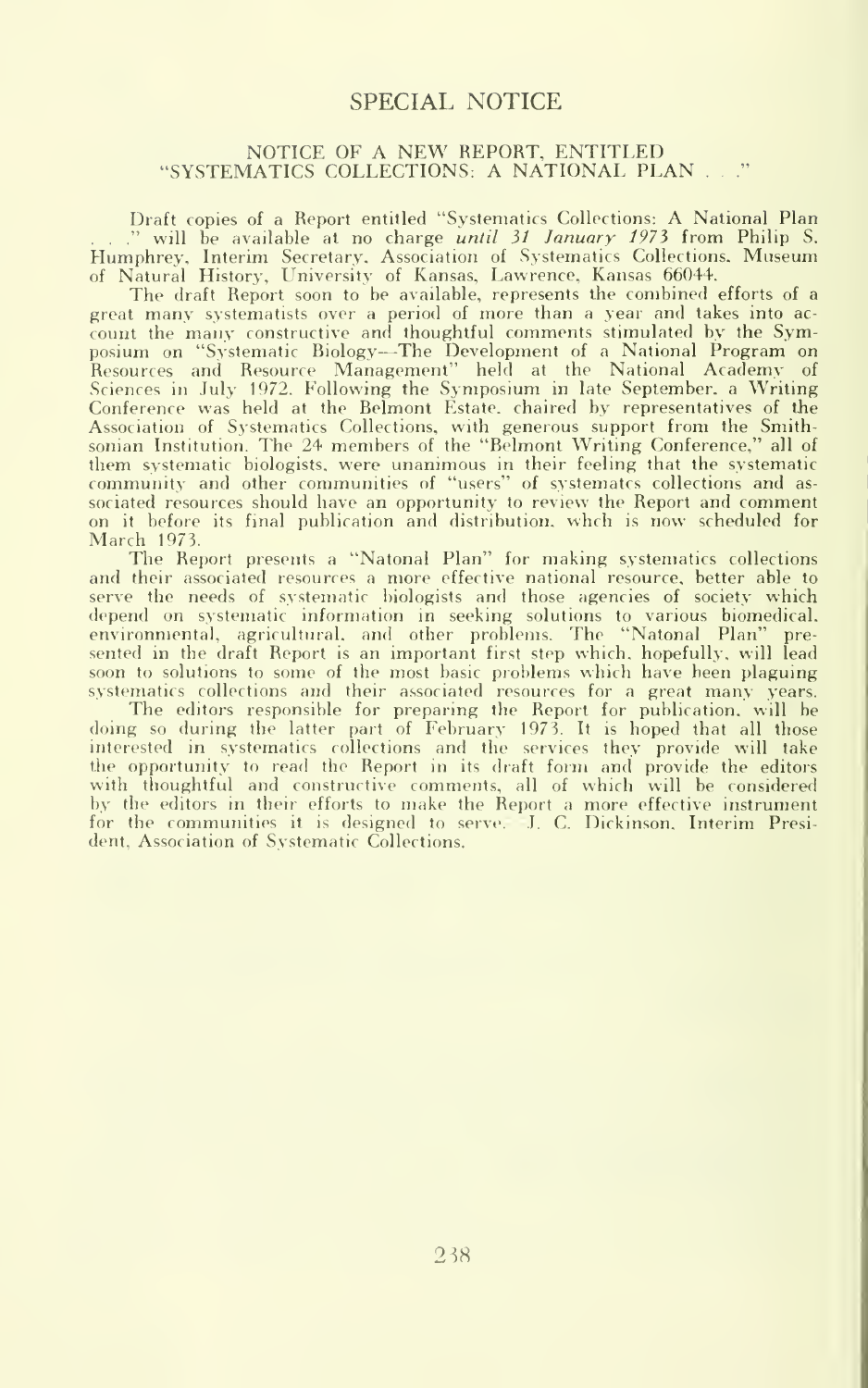## SPECIAL NOTICE

### NOTICE OF A NEW REPORT, ENTITLED "SYSTEMATICS COLLECTIONS: A NATIONAL PLAN . . ."

Draft copies of a Report entitled "Systematics Collections: A National Plan . . ." will be available at no charge *until 31 January 1973* from Philip S. Humphrey, Interim Secretary, Association of Systematics Collections, Museum of Natural History, University of Kansas, Lawrence, Kansas 66044.

The draft Report soon to be available, represents the combined efforts of a great many systematists over a period of more than a year and takes into account the many constructive and thoughtful comments stimulated by the Symposium on "Systematic Biology—The Development of a National Program on Resources and Resource Management" held at the National Academy of Sciences in July 1972. Following the Symposium in late September, a Writing Conference was held at the Belmont Estate, chaired by representatives of the Association of Systematics Collections, with generous support from the Smithsonian Institution. The 24 members of the "Belmont Writing Conference," all of them systematic biologists, were unanimous in their feeling that the systematic community and other communities of "users" of systematcs collections and associated resources should have an opportunity to review the Report and comment on it before its final publication and distribution, whch is now scheduled for March 1973.

The Report presents a "Natonal Plan" for making systematics collections and their associated resources a more effective national resource, better able to serve the needs of systematic biologists and those agencies of society which depend on systematic information in seeking solutions to various biomedical, environmental, agricultural, and other problems. The "Natonal Plan" presented in the draft Report is an important first step which, hopefully, will lead soon to solutions to some of the most basic problems which have been plaguing systematics collections and their associated resources for a great many years.

The editors responsible for preparing the Report for publication, will be doing so during the latter part of February 1973. It is hoped that all those interested in systematics collections and the services they provide will take the opportunity to read the Report in its draft form and provide the editors with thoughtful and constructive comments, all of which will be considered by the editors in their efforts to make the Report a more effective instrument for the communities it is designed to serve. J. C. Dickinson, Interim President, Association of Systematic Collections.